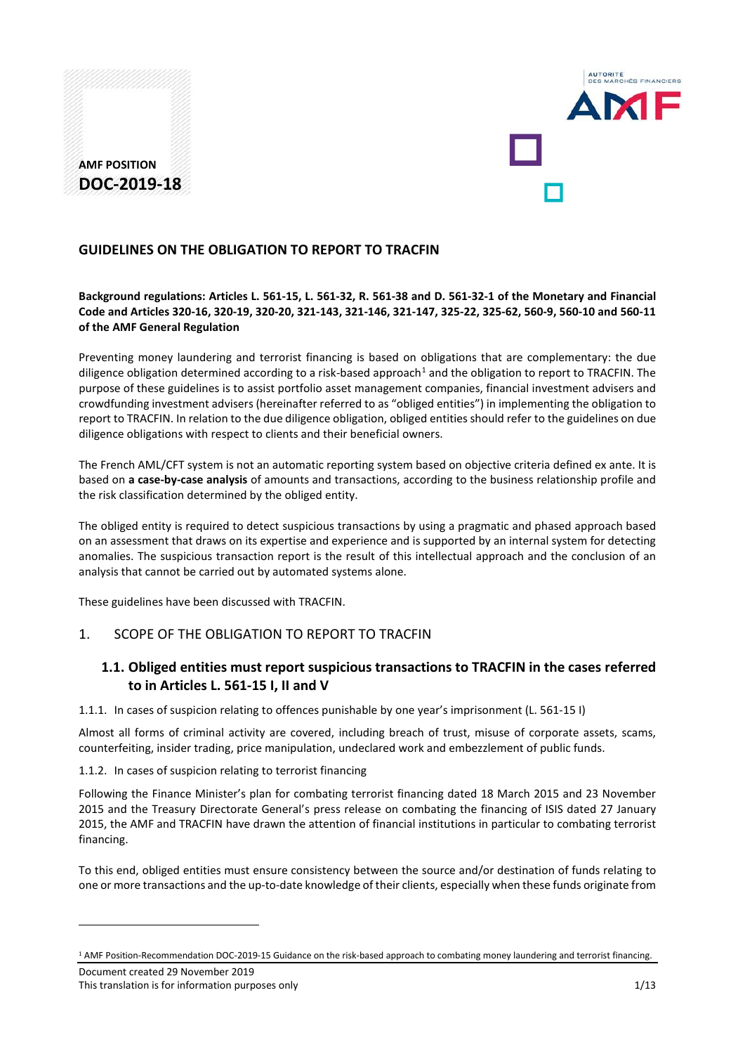AMF POSITION
**DOC-2019-18**

## GUIDELINES ON THE OBLIGATION TO REPORT TO TRACFIN

**Background regulations: Articles L. 561-15, L. 561-32, R. 561-38 and D. 561-32-1 of the Monetary and Financial Code and Articles 320-16, 320-19, 320-20, 321-143, 321-146, 321-147, 325-22, 325-62, 560-9, 560-10 and 560-11 of the AMF General Regulation**

Preventing money laundering and terrorist financing is based on obligations that are complementary: the due diligence obligation determined according to a risk-based approach[1] and the obligation to report to TRACFIN. The purpose of these guidelines is to assist portfolio asset management companies, financial investment advisers and crowdfunding investment advisers (hereinafter referred to as "obliged entities") in implementing the obligation to report to TRACFIN. In relation to the due diligence obligation, obliged entities should refer to the guidelines on due diligence obligations with respect to clients and their beneficial owners.

The French AML/CFT system is not an automatic reporting system based on objective criteria defined ex ante. It is based on **a case-by-case analysis** of amounts and transactions, according to the business relationship profile and the risk classification determined by the obliged entity.

The obliged entity is required to detect suspicious transactions by using a pragmatic and phased approach based on an assessment that draws on its expertise and experience and is supported by an internal system for detecting anomalies. The suspicious transaction report is the result of this intellectual approach and the conclusion of an analysis that cannot be carried out by automated systems alone.

These guidelines have been discussed with TRACFIN.

## 1. SCOPE OF THE OBLIGATION TO REPORT TO TRACFIN

### 1.1. Obliged entities must report suspicious transactions to TRACFIN in the cases referred to in Articles L. 561-15 I, II and V

1.1.1. In cases of suspicion relating to offences punishable by one year's imprisonment (L. 561-15 I)

Almost all forms of criminal activity are covered, including breach of trust, misuse of corporate assets, scams, counterfeiting, insider trading, price manipulation, undeclared work and embezzlement of public funds.

1.1.2. In cases of suspicion relating to terrorist financing

Following the Finance Minister's plan for combating terrorist financing dated 18 March 2015 and 23 November 2015 and the Treasury Directorate General's press release on combating the financing of ISIS dated 27 January 2015, the AMF and TRACFIN have drawn the attention of financial institutions in particular to combating terrorist financing.

To this end, obliged entities must ensure consistency between the source and/or destination of funds relating to one or more transactions and the up-to-date knowledge of their clients, especially when these funds originate from

[1] AMF Position-Recommendation DOC-2019-15 Guidance on the risk-based approach to combating money laundering and terrorist financing.

Document created 29 November 2019
This translation is for information purposes only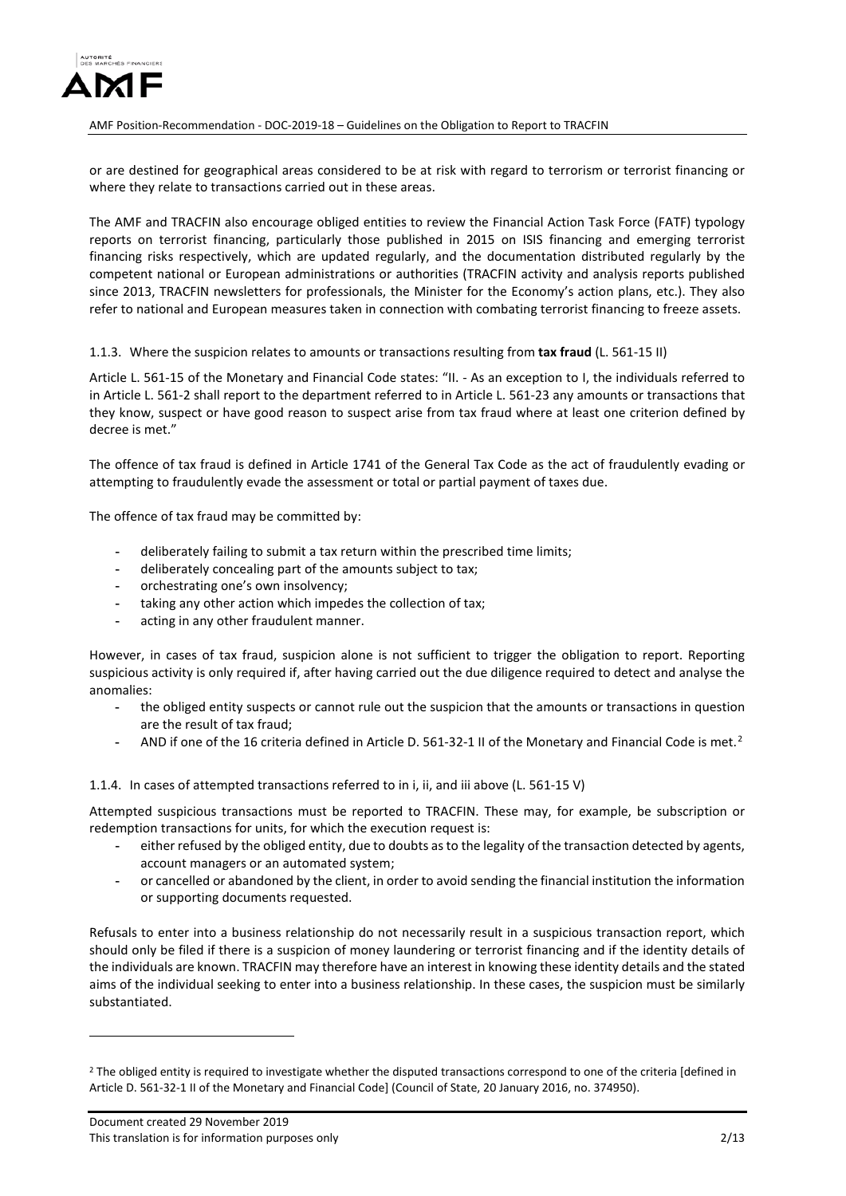or are destined for geographical areas considered to be at risk with regard to terrorism or terrorist financing or where they relate to transactions carried out in these areas.

The AMF and TRACFIN also encourage obliged entities to review the Financial Action Task Force (FATF) typology reports on terrorist financing, particularly those published in 2015 on ISIS financing and emerging terrorist financing risks respectively, which are updated regularly, and the documentation distributed regularly by the competent national or European administrations or authorities (TRACFIN activity and analysis reports published since 2013, TRACFIN newsletters for professionals, the Minister for the Economy's action plans, etc.). They also refer to national and European measures taken in connection with combating terrorist financing to freeze assets.

#### 1.1.3. Where the suspicion relates to amounts or transactions resulting from **tax fraud** (L. 561-15 II)

Article L. 561-15 of the Monetary and Financial Code states: "II. - As an exception to I, the individuals referred to in Article L. 561-2 shall report to the department referred to in Article L. 561-23 any amounts or transactions that they know, suspect or have good reason to suspect arise from tax fraud where at least one criterion defined by decree is met."

The offence of tax fraud is defined in Article 1741 of the General Tax Code as the act of fraudulently evading or attempting to fraudulently evade the assessment or total or partial payment of taxes due.

The offence of tax fraud may be committed by:

- deliberately failing to submit a tax return within the prescribed time limits;
- deliberately concealing part of the amounts subject to tax;
- orchestrating one's own insolvency;
- taking any other action which impedes the collection of tax;
- acting in any other fraudulent manner.

However, in cases of tax fraud, suspicion alone is not sufficient to trigger the obligation to report. Reporting suspicious activity is only required if, after having carried out the due diligence required to detect and analyse the anomalies:

- the obliged entity suspects or cannot rule out the suspicion that the amounts or transactions in question are the result of tax fraud;
- AND if one of the 16 criteria defined in Article D. 561-32-1 II of the Monetary and Financial Code is met.[2]

#### 1.1.4. In cases of attempted transactions referred to in i, ii, and iii above (L. 561-15 V)

Attempted suspicious transactions must be reported to TRACFIN. These may, for example, be subscription or redemption transactions for units, for which the execution request is:

- either refused by the obliged entity, due to doubts as to the legality of the transaction detected by agents, account managers or an automated system;
- or cancelled or abandoned by the client, in order to avoid sending the financial institution the information or supporting documents requested.

Refusals to enter into a business relationship do not necessarily result in a suspicious transaction report, which should only be filed if there is a suspicion of money laundering or terrorist financing and if the identity details of the individuals are known. TRACFIN may therefore have an interest in knowing these identity details and the stated aims of the individual seeking to enter into a business relationship. In these cases, the suspicion must be similarly substantiated.

---

[2] The obliged entity is required to investigate whether the disputed transactions correspond to one of the criteria [defined in Article D. 561-32-1 II of the Monetary and Financial Code] (Council of State, 20 January 2016, no. 374950).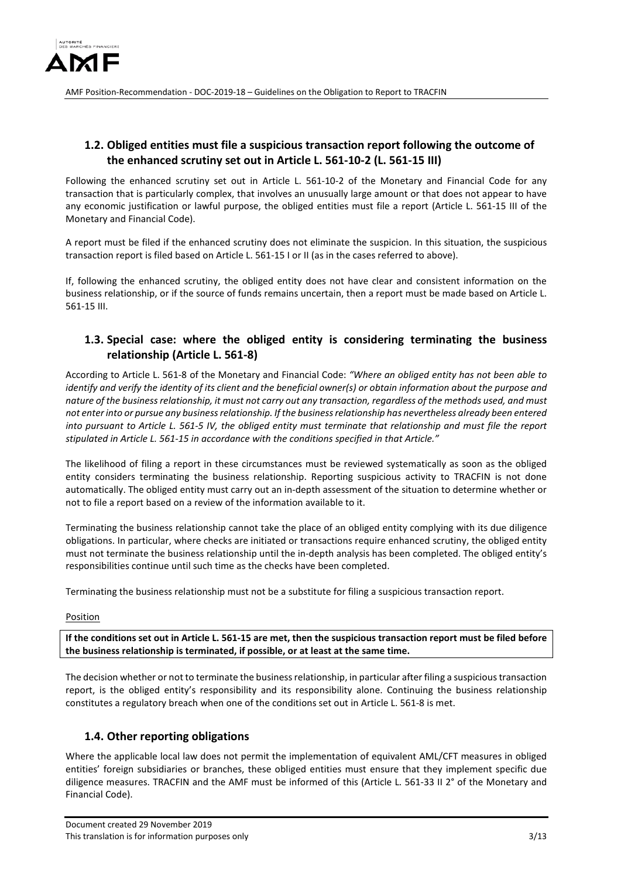## 1.2. Obliged entities must file a suspicious transaction report following the outcome of the enhanced scrutiny set out in Article L. 561-10-2 (L. 561-15 III)

Following the enhanced scrutiny set out in Article L. 561-10-2 of the Monetary and Financial Code for any transaction that is particularly complex, that involves an unusually large amount or that does not appear to have any economic justification or lawful purpose, the obliged entities must file a report (Article L. 561-15 III of the Monetary and Financial Code).

A report must be filed if the enhanced scrutiny does not eliminate the suspicion. In this situation, the suspicious transaction report is filed based on Article L. 561-15 I or II (as in the cases referred to above).

If, following the enhanced scrutiny, the obliged entity does not have clear and consistent information on the business relationship, or if the source of funds remains uncertain, then a report must be made based on Article L. 561-15 III.

## 1.3. Special case: where the obliged entity is considering terminating the business relationship (Article L. 561-8)

According to Article L. 561-8 of the Monetary and Financial Code: *"Where an obliged entity has not been able to identify and verify the identity of its client and the beneficial owner(s) or obtain information about the purpose and nature of the business relationship, it must not carry out any transaction, regardless of the methods used, and must not enter into or pursue any business relationship. If the business relationship has nevertheless already been entered into pursuant to Article L. 561-5 IV, the obliged entity must terminate that relationship and must file the report stipulated in Article L. 561-15 in accordance with the conditions specified in that Article."*

The likelihood of filing a report in these circumstances must be reviewed systematically as soon as the obliged entity considers terminating the business relationship. Reporting suspicious activity to TRACFIN is not done automatically. The obliged entity must carry out an in-depth assessment of the situation to determine whether or not to file a report based on a review of the information available to it.

Terminating the business relationship cannot take the place of an obliged entity complying with its due diligence obligations. In particular, where checks are initiated or transactions require enhanced scrutiny, the obliged entity must not terminate the business relationship until the in-depth analysis has been completed. The obliged entity's responsibilities continue until such time as the checks have been completed.

Terminating the business relationship must not be a substitute for filing a suspicious transaction report.

Position

**If the conditions set out in Article L. 561-15 are met, then the suspicious transaction report must be filed before the business relationship is terminated, if possible, or at least at the same time.**

The decision whether or not to terminate the business relationship, in particular after filing a suspicious transaction report, is the obliged entity's responsibility and its responsibility alone. Continuing the business relationship constitutes a regulatory breach when one of the conditions set out in Article L. 561-8 is met.

## 1.4. Other reporting obligations

Where the applicable local law does not permit the implementation of equivalent AML/CFT measures in obliged entities' foreign subsidiaries or branches, these obliged entities must ensure that they implement specific due diligence measures. TRACFIN and the AMF must be informed of this (Article L. 561-33 II 2° of the Monetary and Financial Code).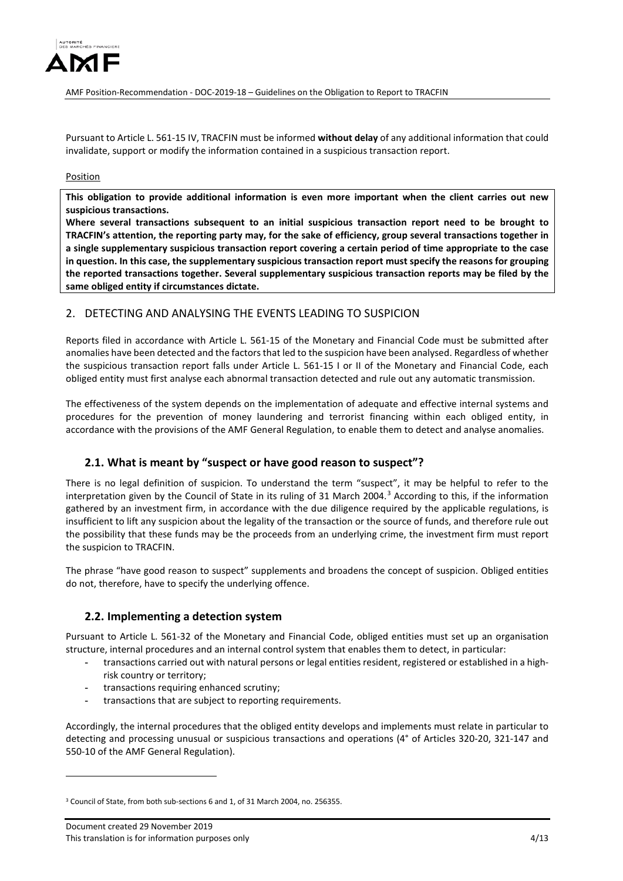Pursuant to Article L. 561-15 IV, TRACFIN must be informed **without delay** of any additional information that could invalidate, support or modify the information contained in a suspicious transaction report.

Position

**This obligation to provide additional information is even more important when the client carries out new suspicious transactions.**
**Where several transactions subsequent to an initial suspicious transaction report need to be brought to TRACFIN's attention, the reporting party may, for the sake of efficiency, group several transactions together in a single supplementary suspicious transaction report covering a certain period of time appropriate to the case in question. In this case, the supplementary suspicious transaction report must specify the reasons for grouping the reported transactions together. Several supplementary suspicious transaction reports may be filed by the same obliged entity if circumstances dictate.**

## 2. DETECTING AND ANALYSING THE EVENTS LEADING TO SUSPICION

Reports filed in accordance with Article L. 561-15 of the Monetary and Financial Code must be submitted after anomalies have been detected and the factors that led to the suspicion have been analysed. Regardless of whether the suspicious transaction report falls under Article L. 561-15 I or II of the Monetary and Financial Code, each obliged entity must first analyse each abnormal transaction detected and rule out any automatic transmission.

The effectiveness of the system depends on the implementation of adequate and effective internal systems and procedures for the prevention of money laundering and terrorist financing within each obliged entity, in accordance with the provisions of the AMF General Regulation, to enable them to detect and analyse anomalies.

### 2.1. What is meant by "suspect or have good reason to suspect"?

There is no legal definition of suspicion. To understand the term "suspect", it may be helpful to refer to the interpretation given by the Council of State in its ruling of 31 March 2004.[3] According to this, if the information gathered by an investment firm, in accordance with the due diligence required by the applicable regulations, is insufficient to lift any suspicion about the legality of the transaction or the source of funds, and therefore rule out the possibility that these funds may be the proceeds from an underlying crime, the investment firm must report the suspicion to TRACFIN.

The phrase "have good reason to suspect" supplements and broadens the concept of suspicion. Obliged entities do not, therefore, have to specify the underlying offence.

### 2.2. Implementing a detection system

Pursuant to Article L. 561-32 of the Monetary and Financial Code, obliged entities must set up an organisation structure, internal procedures and an internal control system that enables them to detect, in particular:

- transactions carried out with natural persons or legal entities resident, registered or established in a high-risk country or territory;
- transactions requiring enhanced scrutiny;
- transactions that are subject to reporting requirements.

Accordingly, the internal procedures that the obliged entity develops and implements must relate in particular to detecting and processing unusual or suspicious transactions and operations (4° of Articles 320-20, 321-147 and 550-10 of the AMF General Regulation).

[3] Council of State, from both sub-sections 6 and 1, of 31 March 2004, no. 256355.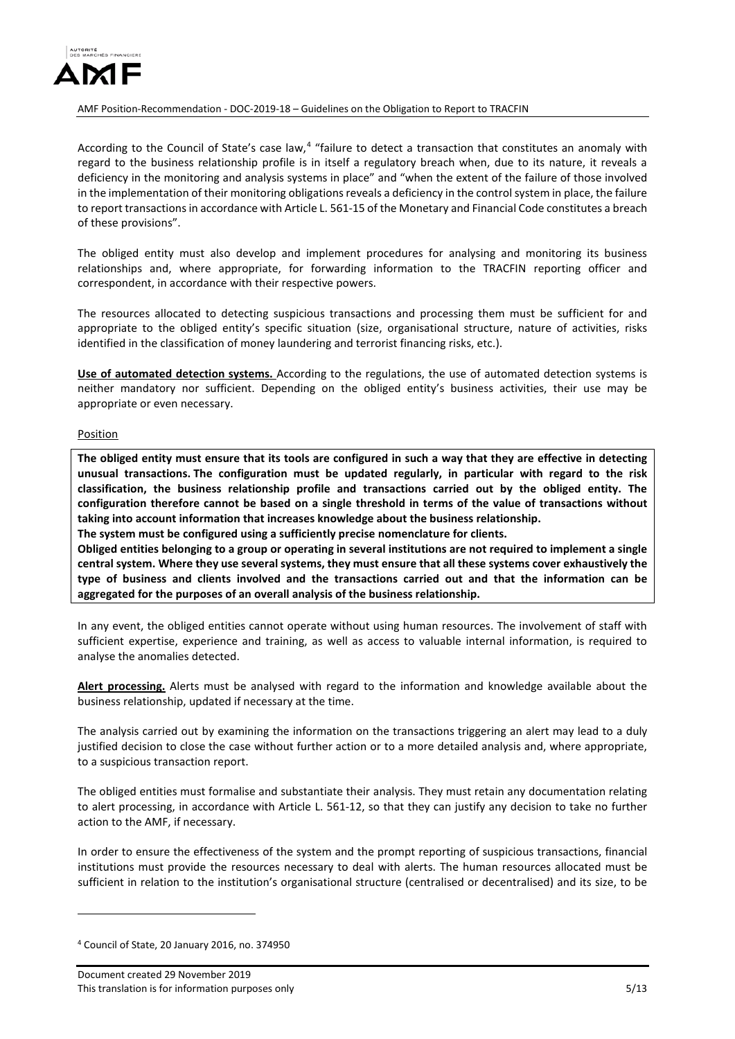According to the Council of State's case law,[4] "failure to detect a transaction that constitutes an anomaly with regard to the business relationship profile is in itself a regulatory breach when, due to its nature, it reveals a deficiency in the monitoring and analysis systems in place" and "when the extent of the failure of those involved in the implementation of their monitoring obligations reveals a deficiency in the control system in place, the failure to report transactions in accordance with Article L. 561-15 of the Monetary and Financial Code constitutes a breach of these provisions".

The obliged entity must also develop and implement procedures for analysing and monitoring its business relationships and, where appropriate, for forwarding information to the TRACFIN reporting officer and correspondent, in accordance with their respective powers.

The resources allocated to detecting suspicious transactions and processing them must be sufficient for and appropriate to the obliged entity's specific situation (size, organisational structure, nature of activities, risks identified in the classification of money laundering and terrorist financing risks, etc.).

**Use of automated detection systems.** According to the regulations, the use of automated detection systems is neither mandatory nor sufficient. Depending on the obliged entity's business activities, their use may be appropriate or even necessary.

Position

**The obliged entity must ensure that its tools are configured in such a way that they are effective in detecting unusual transactions. The configuration must be updated regularly, in particular with regard to the risk classification, the business relationship profile and transactions carried out by the obliged entity. The configuration therefore cannot be based on a single threshold in terms of the value of transactions without taking into account information that increases knowledge about the business relationship.**

**The system must be configured using a sufficiently precise nomenclature for clients.**

**Obliged entities belonging to a group or operating in several institutions are not required to implement a single central system. Where they use several systems, they must ensure that all these systems cover exhaustively the type of business and clients involved and the transactions carried out and that the information can be aggregated for the purposes of an overall analysis of the business relationship.**

In any event, the obliged entities cannot operate without using human resources. The involvement of staff with sufficient expertise, experience and training, as well as access to valuable internal information, is required to analyse the anomalies detected.

**Alert processing.** Alerts must be analysed with regard to the information and knowledge available about the business relationship, updated if necessary at the time.

The analysis carried out by examining the information on the transactions triggering an alert may lead to a duly justified decision to close the case without further action or to a more detailed analysis and, where appropriate, to a suspicious transaction report.

The obliged entities must formalise and substantiate their analysis. They must retain any documentation relating to alert processing, in accordance with Article L. 561-12, so that they can justify any decision to take no further action to the AMF, if necessary.

In order to ensure the effectiveness of the system and the prompt reporting of suspicious transactions, financial institutions must provide the resources necessary to deal with alerts. The human resources allocated must be sufficient in relation to the institution's organisational structure (centralised or decentralised) and its size, to be

[4] Council of State, 20 January 2016, no. 374950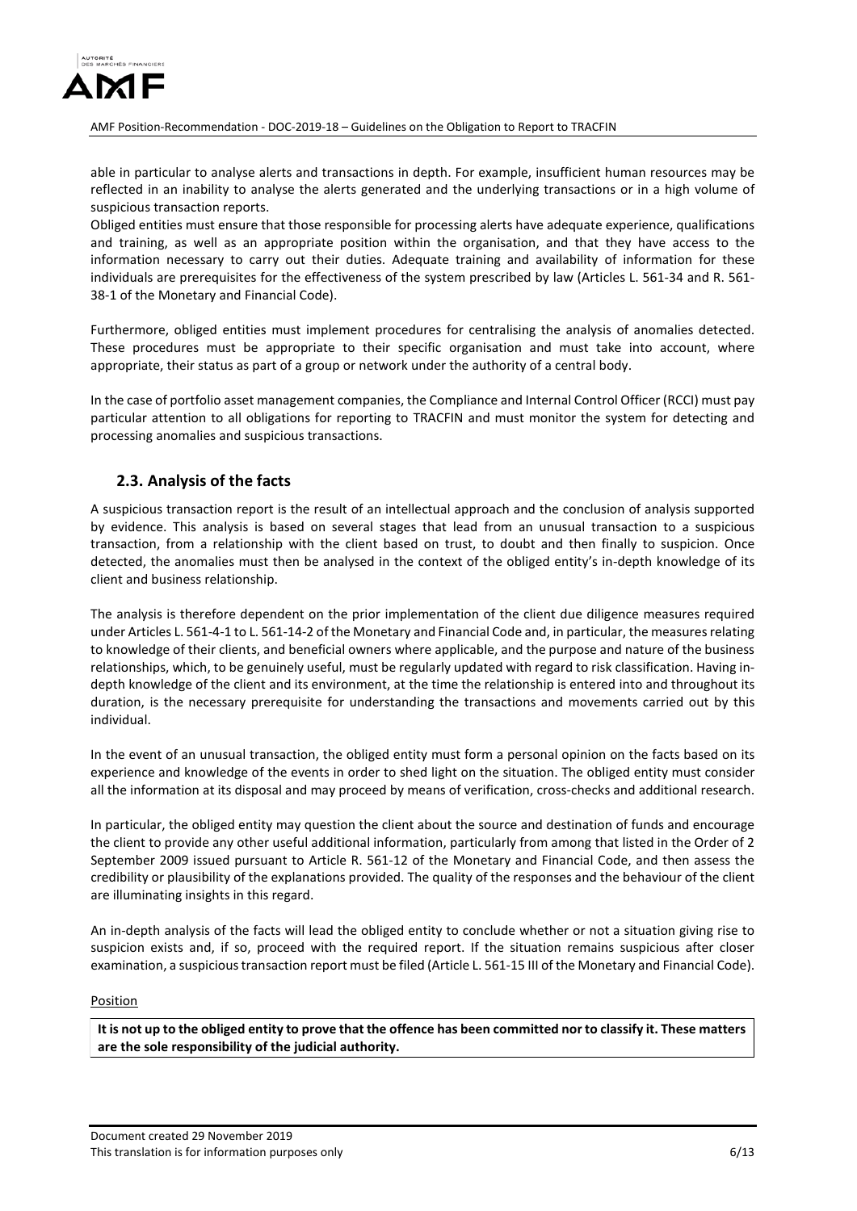able in particular to analyse alerts and transactions in depth. For example, insufficient human resources may be reflected in an inability to analyse the alerts generated and the underlying transactions or in a high volume of suspicious transaction reports.

Obliged entities must ensure that those responsible for processing alerts have adequate experience, qualifications and training, as well as an appropriate position within the organisation, and that they have access to the information necessary to carry out their duties. Adequate training and availability of information for these individuals are prerequisites for the effectiveness of the system prescribed by law (Articles L. 561-34 and R. 561-38-1 of the Monetary and Financial Code).

Furthermore, obliged entities must implement procedures for centralising the analysis of anomalies detected. These procedures must be appropriate to their specific organisation and must take into account, where appropriate, their status as part of a group or network under the authority of a central body.

In the case of portfolio asset management companies, the Compliance and Internal Control Officer (RCCI) must pay particular attention to all obligations for reporting to TRACFIN and must monitor the system for detecting and processing anomalies and suspicious transactions.

## 2.3. Analysis of the facts

A suspicious transaction report is the result of an intellectual approach and the conclusion of analysis supported by evidence. This analysis is based on several stages that lead from an unusual transaction to a suspicious transaction, from a relationship with the client based on trust, to doubt and then finally to suspicion. Once detected, the anomalies must then be analysed in the context of the obliged entity's in-depth knowledge of its client and business relationship.

The analysis is therefore dependent on the prior implementation of the client due diligence measures required under Articles L. 561-4-1 to L. 561-14-2 of the Monetary and Financial Code and, in particular, the measures relating to knowledge of their clients, and beneficial owners where applicable, and the purpose and nature of the business relationships, which, to be genuinely useful, must be regularly updated with regard to risk classification. Having in-depth knowledge of the client and its environment, at the time the relationship is entered into and throughout its duration, is the necessary prerequisite for understanding the transactions and movements carried out by this individual.

In the event of an unusual transaction, the obliged entity must form a personal opinion on the facts based on its experience and knowledge of the events in order to shed light on the situation. The obliged entity must consider all the information at its disposal and may proceed by means of verification, cross-checks and additional research.

In particular, the obliged entity may question the client about the source and destination of funds and encourage the client to provide any other useful additional information, particularly from among that listed in the Order of 2 September 2009 issued pursuant to Article R. 561-12 of the Monetary and Financial Code, and then assess the credibility or plausibility of the explanations provided. The quality of the responses and the behaviour of the client are illuminating insights in this regard.

An in-depth analysis of the facts will lead the obliged entity to conclude whether or not a situation giving rise to suspicion exists and, if so, proceed with the required report. If the situation remains suspicious after closer examination, a suspicious transaction report must be filed (Article L. 561-15 III of the Monetary and Financial Code).

Position

**It is not up to the obliged entity to prove that the offence has been committed nor to classify it. These matters are the sole responsibility of the judicial authority.**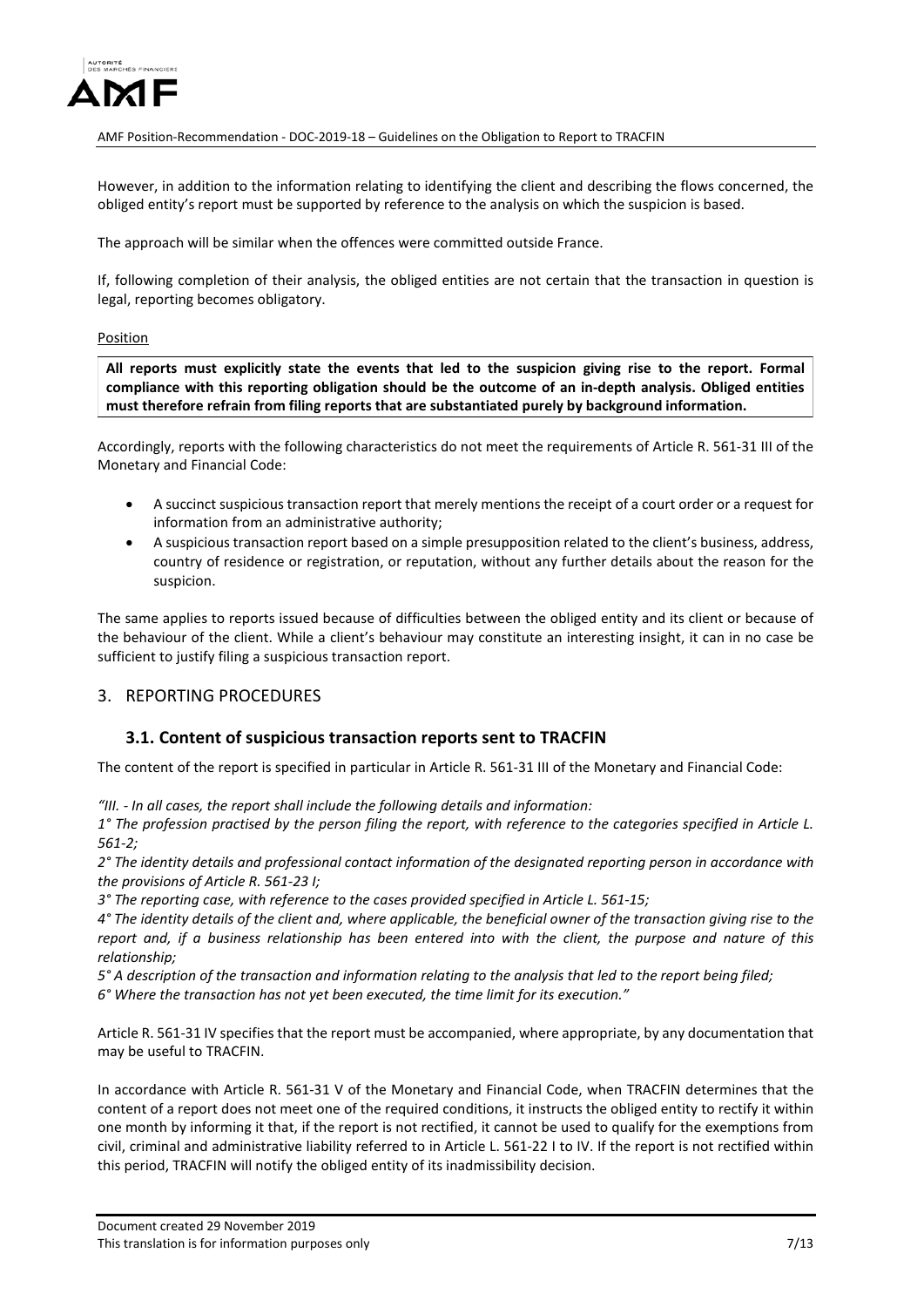However, in addition to the information relating to identifying the client and describing the flows concerned, the obliged entity's report must be supported by reference to the analysis on which the suspicion is based.

The approach will be similar when the offences were committed outside France.

If, following completion of their analysis, the obliged entities are not certain that the transaction in question is legal, reporting becomes obligatory.

Position

**All reports must explicitly state the events that led to the suspicion giving rise to the report. Formal compliance with this reporting obligation should be the outcome of an in-depth analysis. Obliged entities must therefore refrain from filing reports that are substantiated purely by background information.**

Accordingly, reports with the following characteristics do not meet the requirements of Article R. 561-31 III of the Monetary and Financial Code:

- A succinct suspicious transaction report that merely mentions the receipt of a court order or a request for information from an administrative authority;
- A suspicious transaction report based on a simple presupposition related to the client's business, address, country of residence or registration, or reputation, without any further details about the reason for the suspicion.

The same applies to reports issued because of difficulties between the obliged entity and its client or because of the behaviour of the client. While a client's behaviour may constitute an interesting insight, it can in no case be sufficient to justify filing a suspicious transaction report.

## 3. REPORTING PROCEDURES

### 3.1. Content of suspicious transaction reports sent to TRACFIN

The content of the report is specified in particular in Article R. 561-31 III of the Monetary and Financial Code:

*"III. - In all cases, the report shall include the following details and information:*
*1° The profession practised by the person filing the report, with reference to the categories specified in Article L. 561-2;*
*2° The identity details and professional contact information of the designated reporting person in accordance with the provisions of Article R. 561-23 I;*
*3° The reporting case, with reference to the cases provided specified in Article L. 561-15;*
*4° The identity details of the client and, where applicable, the beneficial owner of the transaction giving rise to the report and, if a business relationship has been entered into with the client, the purpose and nature of this relationship;*
*5° A description of the transaction and information relating to the analysis that led to the report being filed;*
*6° Where the transaction has not yet been executed, the time limit for its execution."*

Article R. 561-31 IV specifies that the report must be accompanied, where appropriate, by any documentation that may be useful to TRACFIN.

In accordance with Article R. 561-31 V of the Monetary and Financial Code, when TRACFIN determines that the content of a report does not meet one of the required conditions, it instructs the obliged entity to rectify it within one month by informing it that, if the report is not rectified, it cannot be used to qualify for the exemptions from civil, criminal and administrative liability referred to in Article L. 561-22 I to IV. If the report is not rectified within this period, TRACFIN will notify the obliged entity of its inadmissibility decision.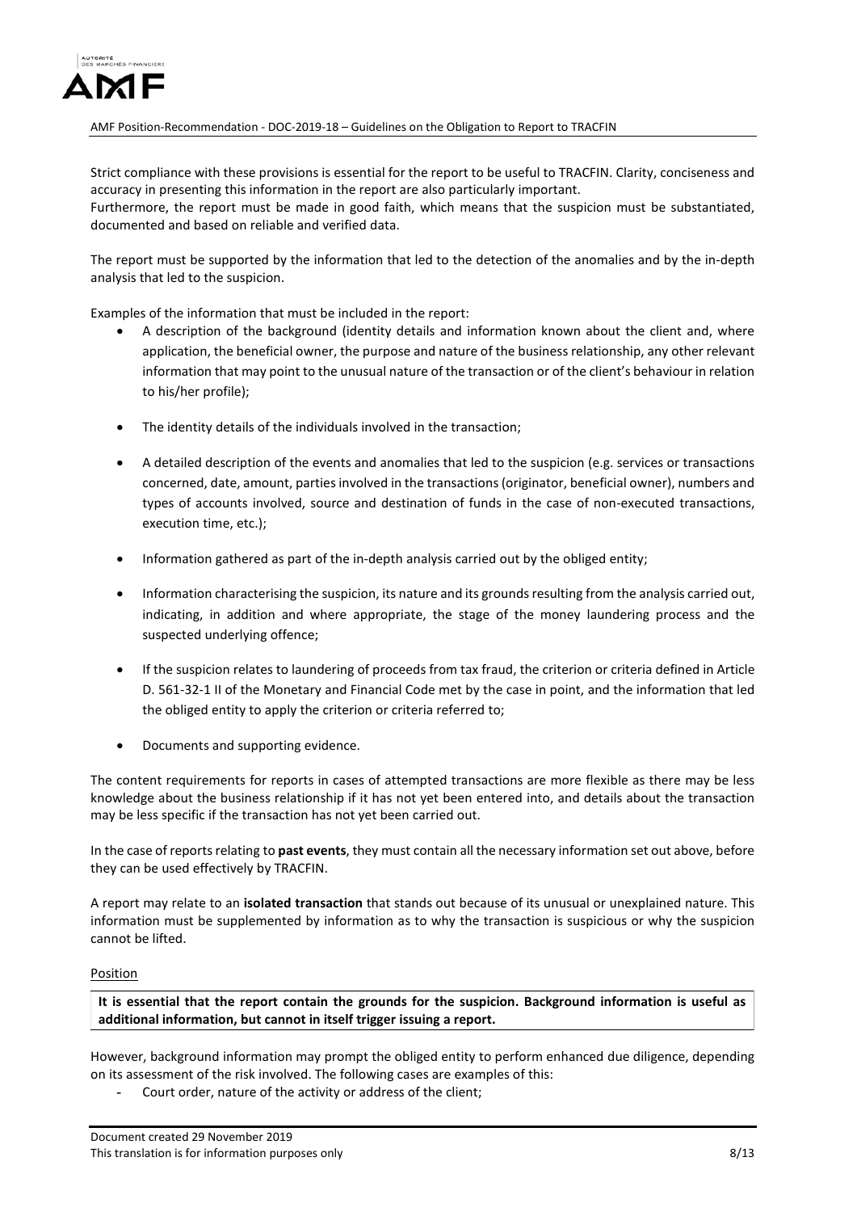Strict compliance with these provisions is essential for the report to be useful to TRACFIN. Clarity, conciseness and accuracy in presenting this information in the report are also particularly important.
Furthermore, the report must be made in good faith, which means that the suspicion must be substantiated, documented and based on reliable and verified data.

The report must be supported by the information that led to the detection of the anomalies and by the in-depth analysis that led to the suspicion.

Examples of the information that must be included in the report:

- A description of the background (identity details and information known about the client and, where application, the beneficial owner, the purpose and nature of the business relationship, any other relevant information that may point to the unusual nature of the transaction or of the client's behaviour in relation to his/her profile);
- The identity details of the individuals involved in the transaction;
- A detailed description of the events and anomalies that led to the suspicion (e.g. services or transactions concerned, date, amount, parties involved in the transactions (originator, beneficial owner), numbers and types of accounts involved, source and destination of funds in the case of non-executed transactions, execution time, etc.);
- Information gathered as part of the in-depth analysis carried out by the obliged entity;
- Information characterising the suspicion, its nature and its grounds resulting from the analysis carried out, indicating, in addition and where appropriate, the stage of the money laundering process and the suspected underlying offence;
- If the suspicion relates to laundering of proceeds from tax fraud, the criterion or criteria defined in Article D. 561-32-1 II of the Monetary and Financial Code met by the case in point, and the information that led the obliged entity to apply the criterion or criteria referred to;
- Documents and supporting evidence.

The content requirements for reports in cases of attempted transactions are more flexible as there may be less knowledge about the business relationship if it has not yet been entered into, and details about the transaction may be less specific if the transaction has not yet been carried out.

In the case of reports relating to **past events**, they must contain all the necessary information set out above, before they can be used effectively by TRACFIN.

A report may relate to an **isolated transaction** that stands out because of its unusual or unexplained nature. This information must be supplemented by information as to why the transaction is suspicious or why the suspicion cannot be lifted.

Position

**It is essential that the report contain the grounds for the suspicion. Background information is useful as additional information, but cannot in itself trigger issuing a report.**

However, background information may prompt the obliged entity to perform enhanced due diligence, depending on its assessment of the risk involved. The following cases are examples of this:

- Court order, nature of the activity or address of the client;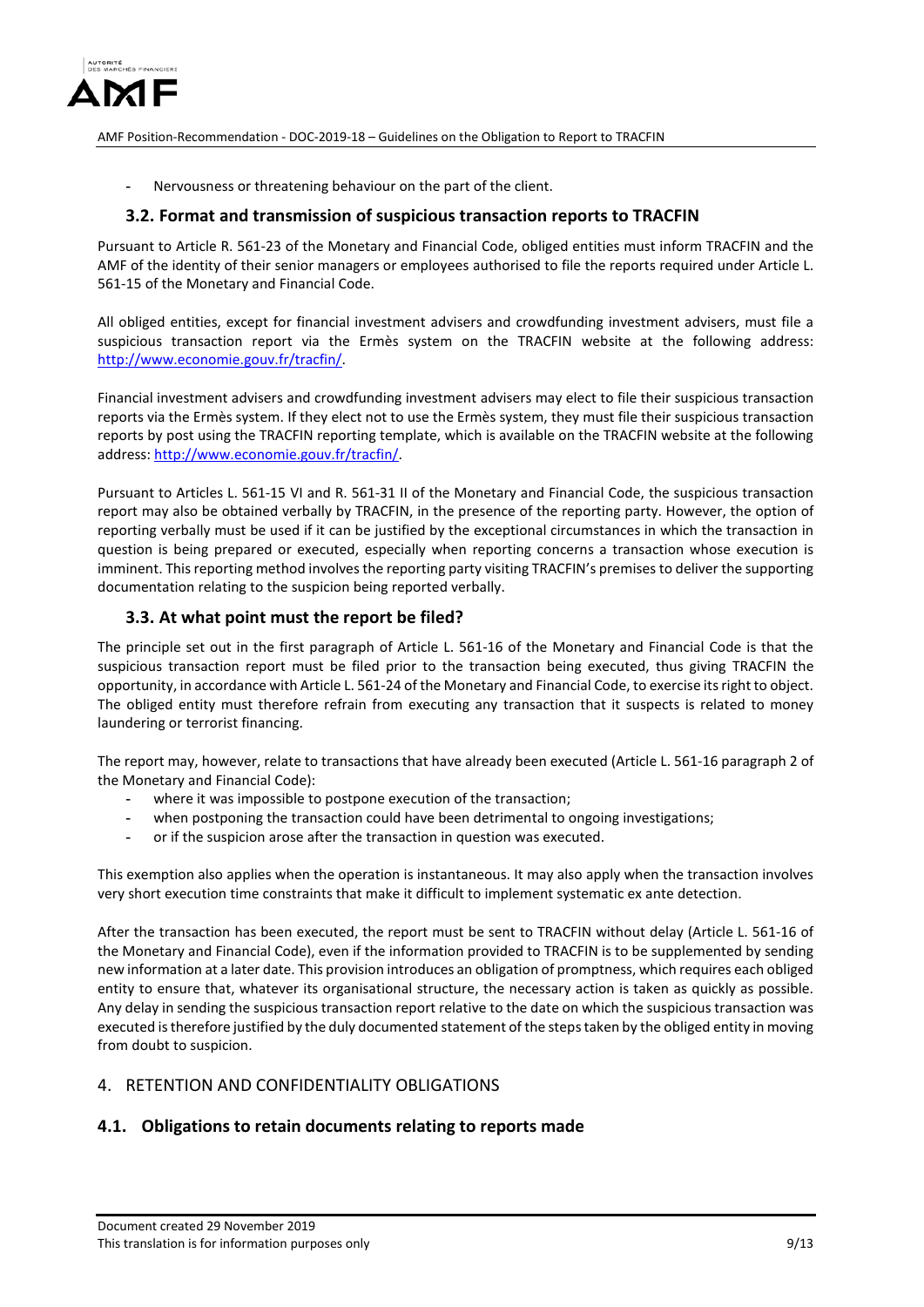- Nervousness or threatening behaviour on the part of the client.

### 3.2. Format and transmission of suspicious transaction reports to TRACFIN

Pursuant to Article R. 561-23 of the Monetary and Financial Code, obliged entities must inform TRACFIN and the AMF of the identity of their senior managers or employees authorised to file the reports required under Article L. 561-15 of the Monetary and Financial Code.

All obliged entities, except for financial investment advisers and crowdfunding investment advisers, must file a suspicious transaction report via the Ermès system on the TRACFIN website at the following address: [http://www.economie.gouv.fr/tracfin/](http://www.economie.gouv.fr/tracfin/).

Financial investment advisers and crowdfunding investment advisers may elect to file their suspicious transaction reports via the Ermès system. If they elect not to use the Ermès system, they must file their suspicious transaction reports by post using the TRACFIN reporting template, which is available on the TRACFIN website at the following address: [http://www.economie.gouv.fr/tracfin/](http://www.economie.gouv.fr/tracfin/).

Pursuant to Articles L. 561-15 VI and R. 561-31 II of the Monetary and Financial Code, the suspicious transaction report may also be obtained verbally by TRACFIN, in the presence of the reporting party. However, the option of reporting verbally must be used if it can be justified by the exceptional circumstances in which the transaction in question is being prepared or executed, especially when reporting concerns a transaction whose execution is imminent. This reporting method involves the reporting party visiting TRACFIN's premises to deliver the supporting documentation relating to the suspicion being reported verbally.

### 3.3. At what point must the report be filed?

The principle set out in the first paragraph of Article L. 561-16 of the Monetary and Financial Code is that the suspicious transaction report must be filed prior to the transaction being executed, thus giving TRACFIN the opportunity, in accordance with Article L. 561-24 of the Monetary and Financial Code, to exercise its right to object. The obliged entity must therefore refrain from executing any transaction that it suspects is related to money laundering or terrorist financing.

The report may, however, relate to transactions that have already been executed (Article L. 561-16 paragraph 2 of the Monetary and Financial Code):

- where it was impossible to postpone execution of the transaction;
- when postponing the transaction could have been detrimental to ongoing investigations;
- or if the suspicion arose after the transaction in question was executed.

This exemption also applies when the operation is instantaneous. It may also apply when the transaction involves very short execution time constraints that make it difficult to implement systematic ex ante detection.

After the transaction has been executed, the report must be sent to TRACFIN without delay (Article L. 561-16 of the Monetary and Financial Code), even if the information provided to TRACFIN is to be supplemented by sending new information at a later date. This provision introduces an obligation of promptness, which requires each obliged entity to ensure that, whatever its organisational structure, the necessary action is taken as quickly as possible. Any delay in sending the suspicious transaction report relative to the date on which the suspicious transaction was executed is therefore justified by the duly documented statement of the steps taken by the obliged entity in moving from doubt to suspicion.

## 4. RETENTION AND CONFIDENTIALITY OBLIGATIONS

### 4.1. Obligations to retain documents relating to reports made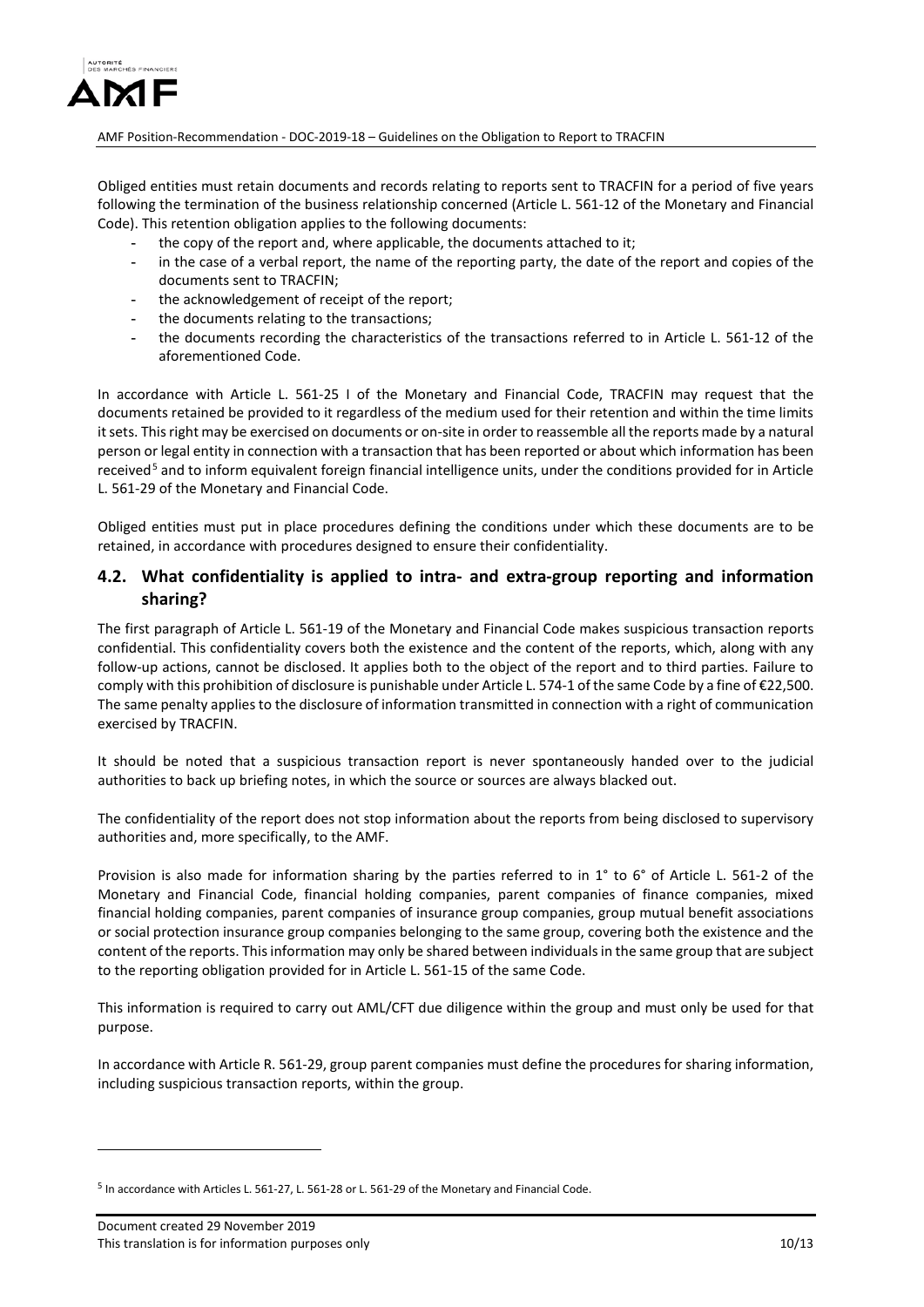Obliged entities must retain documents and records relating to reports sent to TRACFIN for a period of five years following the termination of the business relationship concerned (Article L. 561-12 of the Monetary and Financial Code). This retention obligation applies to the following documents:

- the copy of the report and, where applicable, the documents attached to it;
- in the case of a verbal report, the name of the reporting party, the date of the report and copies of the documents sent to TRACFIN;
- the acknowledgement of receipt of the report;
- the documents relating to the transactions;
- the documents recording the characteristics of the transactions referred to in Article L. 561-12 of the aforementioned Code.

In accordance with Article L. 561-25 I of the Monetary and Financial Code, TRACFIN may request that the documents retained be provided to it regardless of the medium used for their retention and within the time limits it sets. This right may be exercised on documents or on-site in order to reassemble all the reports made by a natural person or legal entity in connection with a transaction that has been reported or about which information has been received[5] and to inform equivalent foreign financial intelligence units, under the conditions provided for in Article L. 561-29 of the Monetary and Financial Code.

Obliged entities must put in place procedures defining the conditions under which these documents are to be retained, in accordance with procedures designed to ensure their confidentiality.

## 4.2. What confidentiality is applied to intra- and extra-group reporting and information sharing?

The first paragraph of Article L. 561-19 of the Monetary and Financial Code makes suspicious transaction reports confidential. This confidentiality covers both the existence and the content of the reports, which, along with any follow-up actions, cannot be disclosed. It applies both to the object of the report and to third parties. Failure to comply with this prohibition of disclosure is punishable under Article L. 574-1 of the same Code by a fine of €22,500. The same penalty applies to the disclosure of information transmitted in connection with a right of communication exercised by TRACFIN.

It should be noted that a suspicious transaction report is never spontaneously handed over to the judicial authorities to back up briefing notes, in which the source or sources are always blacked out.

The confidentiality of the report does not stop information about the reports from being disclosed to supervisory authorities and, more specifically, to the AMF.

Provision is also made for information sharing by the parties referred to in 1° to 6° of Article L. 561-2 of the Monetary and Financial Code, financial holding companies, parent companies of finance companies, mixed financial holding companies, parent companies of insurance group companies, group mutual benefit associations or social protection insurance group companies belonging to the same group, covering both the existence and the content of the reports. This information may only be shared between individuals in the same group that are subject to the reporting obligation provided for in Article L. 561-15 of the same Code.

This information is required to carry out AML/CFT due diligence within the group and must only be used for that purpose.

In accordance with Article R. 561-29, group parent companies must define the procedures for sharing information, including suspicious transaction reports, within the group.

---

[5] In accordance with Articles L. 561-27, L. 561-28 or L. 561-29 of the Monetary and Financial Code.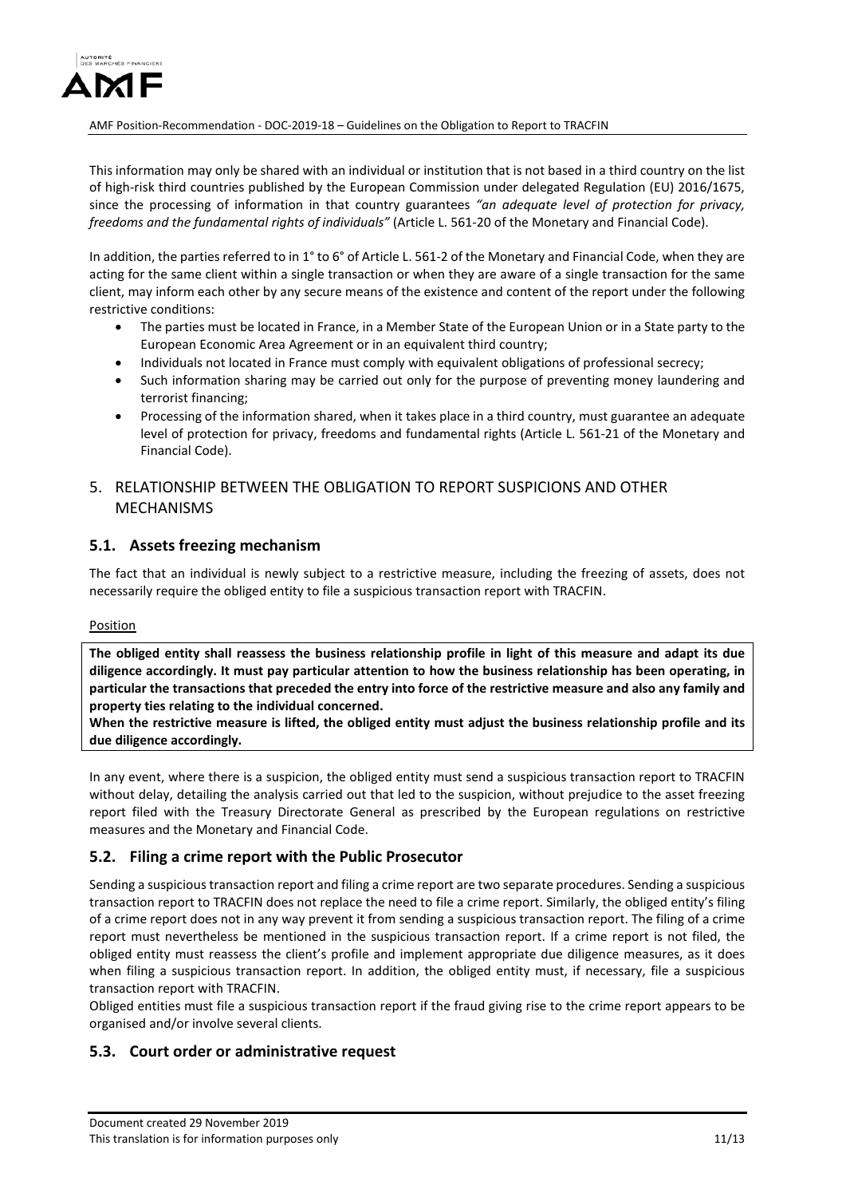This information may only be shared with an individual or institution that is not based in a third country on the list of high-risk third countries published by the European Commission under delegated Regulation (EU) 2016/1675, since the processing of information in that country guarantees *"an adequate level of protection for privacy, freedoms and the fundamental rights of individuals"* (Article L. 561-20 of the Monetary and Financial Code).

In addition, the parties referred to in 1° to 6° of Article L. 561-2 of the Monetary and Financial Code, when they are acting for the same client within a single transaction or when they are aware of a single transaction for the same client, may inform each other by any secure means of the existence and content of the report under the following restrictive conditions:

- The parties must be located in France, in a Member State of the European Union or in a State party to the European Economic Area Agreement or in an equivalent third country;
- Individuals not located in France must comply with equivalent obligations of professional secrecy;
- Such information sharing may be carried out only for the purpose of preventing money laundering and terrorist financing;
- Processing of the information shared, when it takes place in a third country, must guarantee an adequate level of protection for privacy, freedoms and fundamental rights (Article L. 561-21 of the Monetary and Financial Code).

## 5. RELATIONSHIP BETWEEN THE OBLIGATION TO REPORT SUSPICIONS AND OTHER MECHANISMS

### 5.1. Assets freezing mechanism

The fact that an individual is newly subject to a restrictive measure, including the freezing of assets, does not necessarily require the obliged entity to file a suspicious transaction report with TRACFIN.

Position

**The obliged entity shall reassess the business relationship profile in light of this measure and adapt its due diligence accordingly. It must pay particular attention to how the business relationship has been operating, in particular the transactions that preceded the entry into force of the restrictive measure and also any family and property ties relating to the individual concerned.**

**When the restrictive measure is lifted, the obliged entity must adjust the business relationship profile and its due diligence accordingly.**

In any event, where there is a suspicion, the obliged entity must send a suspicious transaction report to TRACFIN without delay, detailing the analysis carried out that led to the suspicion, without prejudice to the asset freezing report filed with the Treasury Directorate General as prescribed by the European regulations on restrictive measures and the Monetary and Financial Code.

### 5.2. Filing a crime report with the Public Prosecutor

Sending a suspicious transaction report and filing a crime report are two separate procedures. Sending a suspicious transaction report to TRACFIN does not replace the need to file a crime report. Similarly, the obliged entity's filing of a crime report does not in any way prevent it from sending a suspicious transaction report. The filing of a crime report must nevertheless be mentioned in the suspicious transaction report. If a crime report is not filed, the obliged entity must reassess the client's profile and implement appropriate due diligence measures, as it does when filing a suspicious transaction report. In addition, the obliged entity must, if necessary, file a suspicious transaction report with TRACFIN.

Obliged entities must file a suspicious transaction report if the fraud giving rise to the crime report appears to be organised and/or involve several clients.

### 5.3. Court order or administrative request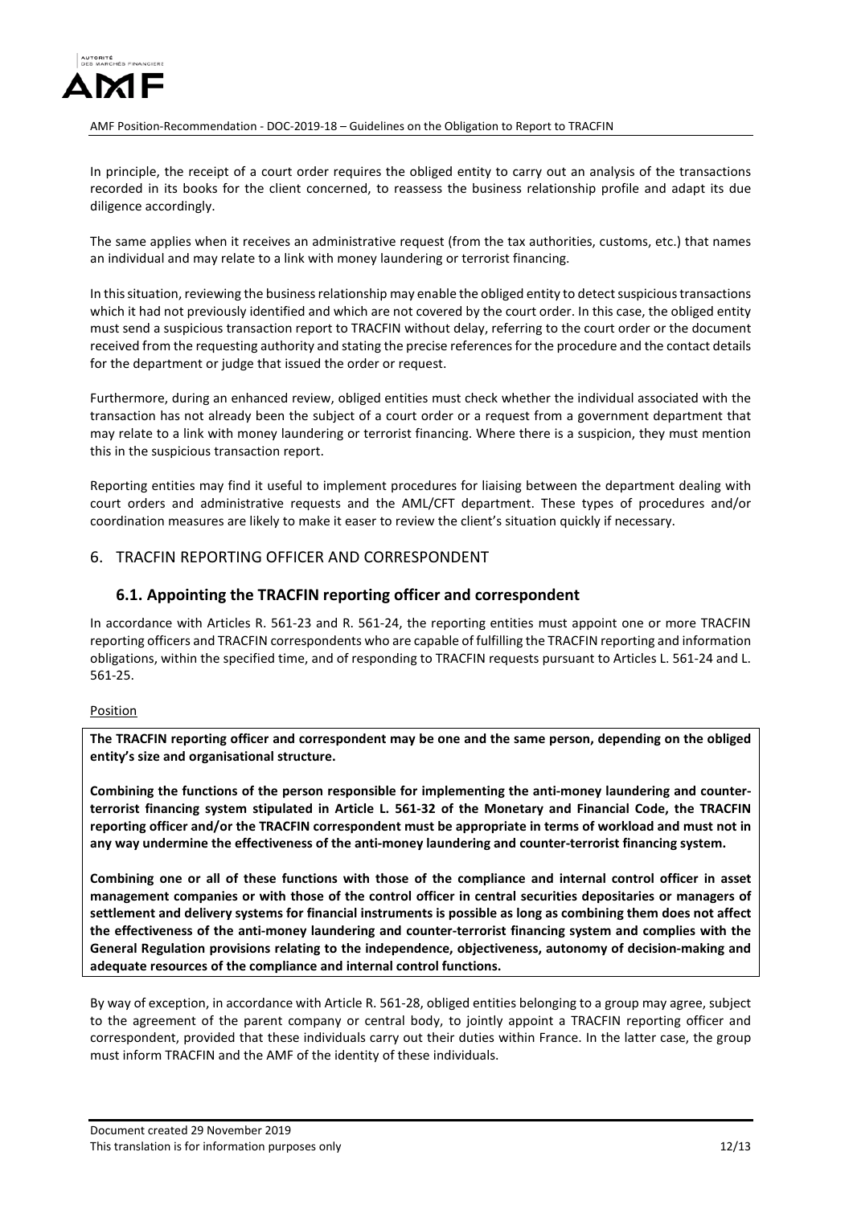In principle, the receipt of a court order requires the obliged entity to carry out an analysis of the transactions recorded in its books for the client concerned, to reassess the business relationship profile and adapt its due diligence accordingly.

The same applies when it receives an administrative request (from the tax authorities, customs, etc.) that names an individual and may relate to a link with money laundering or terrorist financing.

In this situation, reviewing the business relationship may enable the obliged entity to detect suspicious transactions which it had not previously identified and which are not covered by the court order. In this case, the obliged entity must send a suspicious transaction report to TRACFIN without delay, referring to the court order or the document received from the requesting authority and stating the precise references for the procedure and the contact details for the department or judge that issued the order or request.

Furthermore, during an enhanced review, obliged entities must check whether the individual associated with the transaction has not already been the subject of a court order or a request from a government department that may relate to a link with money laundering or terrorist financing. Where there is a suspicion, they must mention this in the suspicious transaction report.

Reporting entities may find it useful to implement procedures for liaising between the department dealing with court orders and administrative requests and the AML/CFT department. These types of procedures and/or coordination measures are likely to make it easer to review the client's situation quickly if necessary.

## 6. TRACFIN REPORTING OFFICER AND CORRESPONDENT

### 6.1. Appointing the TRACFIN reporting officer and correspondent

In accordance with Articles R. 561-23 and R. 561-24, the reporting entities must appoint one or more TRACFIN reporting officers and TRACFIN correspondents who are capable of fulfilling the TRACFIN reporting and information obligations, within the specified time, and of responding to TRACFIN requests pursuant to Articles L. 561-24 and L. 561-25.

Position

**The TRACFIN reporting officer and correspondent may be one and the same person, depending on the obliged entity's size and organisational structure.**

**Combining the functions of the person responsible for implementing the anti-money laundering and counter-terrorist financing system stipulated in Article L. 561-32 of the Monetary and Financial Code, the TRACFIN reporting officer and/or the TRACFIN correspondent must be appropriate in terms of workload and must not in any way undermine the effectiveness of the anti-money laundering and counter-terrorist financing system.**

**Combining one or all of these functions with those of the compliance and internal control officer in asset management companies or with those of the control officer in central securities depositaries or managers of settlement and delivery systems for financial instruments is possible as long as combining them does not affect the effectiveness of the anti-money laundering and counter-terrorist financing system and complies with the General Regulation provisions relating to the independence, objectiveness, autonomy of decision-making and adequate resources of the compliance and internal control functions.**

By way of exception, in accordance with Article R. 561-28, obliged entities belonging to a group may agree, subject to the agreement of the parent company or central body, to jointly appoint a TRACFIN reporting officer and correspondent, provided that these individuals carry out their duties within France. In the latter case, the group must inform TRACFIN and the AMF of the identity of these individuals.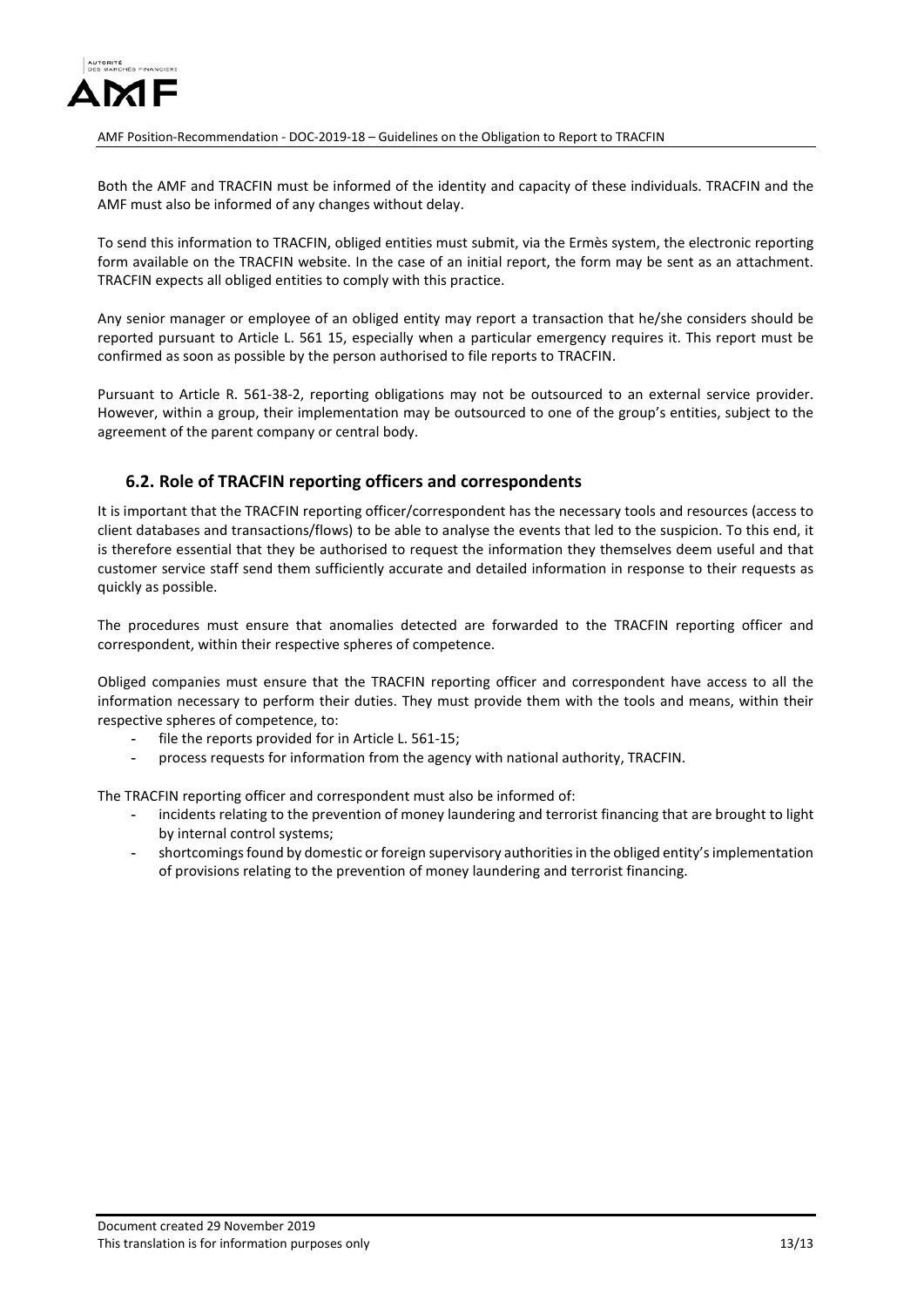Both the AMF and TRACFIN must be informed of the identity and capacity of these individuals. TRACFIN and the AMF must also be informed of any changes without delay.

To send this information to TRACFIN, obliged entities must submit, via the Ermès system, the electronic reporting form available on the TRACFIN website. In the case of an initial report, the form may be sent as an attachment. TRACFIN expects all obliged entities to comply with this practice.

Any senior manager or employee of an obliged entity may report a transaction that he/she considers should be reported pursuant to Article L. 561 15, especially when a particular emergency requires it. This report must be confirmed as soon as possible by the person authorised to file reports to TRACFIN.

Pursuant to Article R. 561-38-2, reporting obligations may not be outsourced to an external service provider. However, within a group, their implementation may be outsourced to one of the group's entities, subject to the agreement of the parent company or central body.

## 6.2. Role of TRACFIN reporting officers and correspondents

It is important that the TRACFIN reporting officer/correspondent has the necessary tools and resources (access to client databases and transactions/flows) to be able to analyse the events that led to the suspicion. To this end, it is therefore essential that they be authorised to request the information they themselves deem useful and that customer service staff send them sufficiently accurate and detailed information in response to their requests as quickly as possible.

The procedures must ensure that anomalies detected are forwarded to the TRACFIN reporting officer and correspondent, within their respective spheres of competence.

Obliged companies must ensure that the TRACFIN reporting officer and correspondent have access to all the information necessary to perform their duties. They must provide them with the tools and means, within their respective spheres of competence, to:

- file the reports provided for in Article L. 561-15;
- process requests for information from the agency with national authority, TRACFIN.

The TRACFIN reporting officer and correspondent must also be informed of:

- incidents relating to the prevention of money laundering and terrorist financing that are brought to light by internal control systems;
- shortcomings found by domestic or foreign supervisory authorities in the obliged entity's implementation of provisions relating to the prevention of money laundering and terrorist financing.